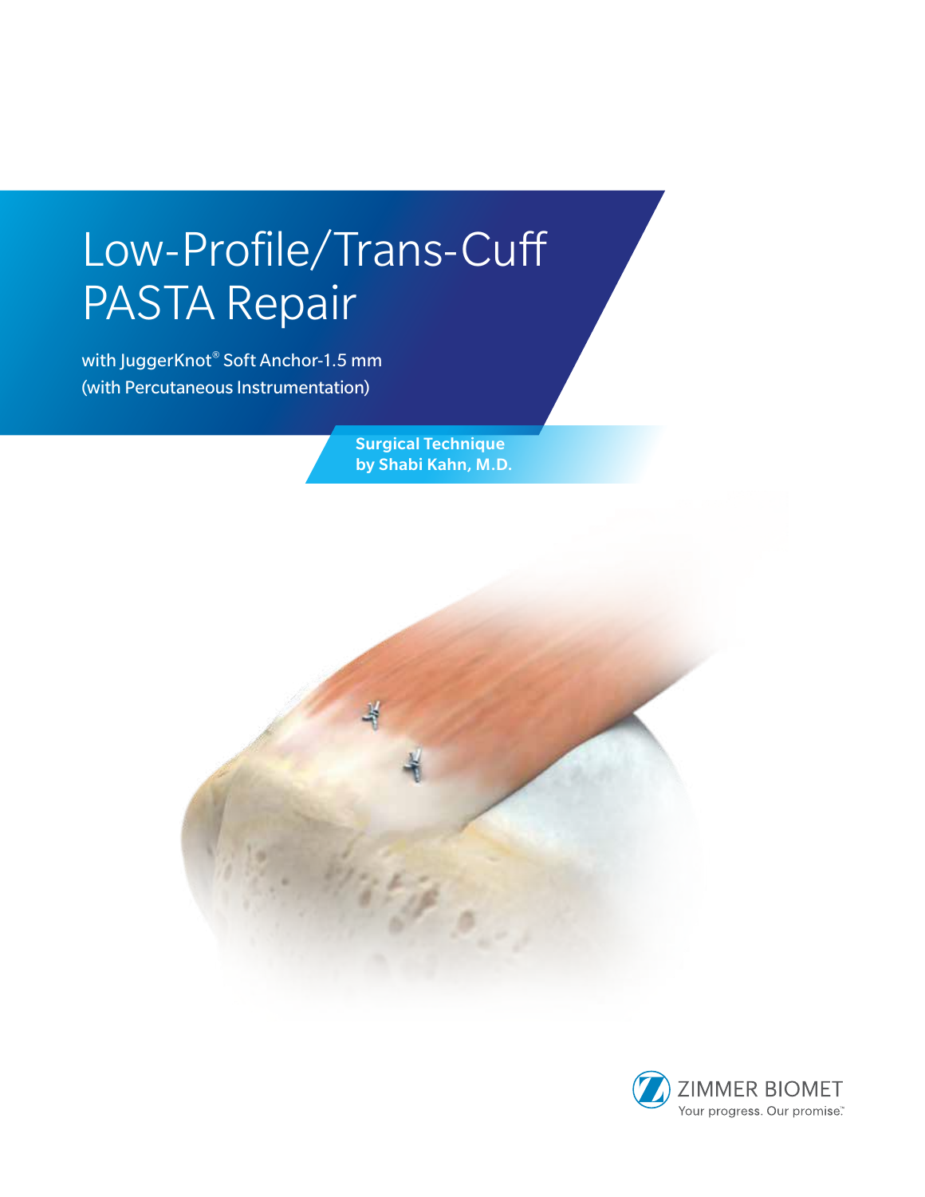# Low-Profile/Trans-Cuff PASTA Repair

with JuggerKnot® Soft Anchor-1.5 mm (with Percutaneous Instrumentation)

**Surgical Technique by Shabi Kahn, M.D.**

ZIMMER BIOMET

Your progress. Our promise.™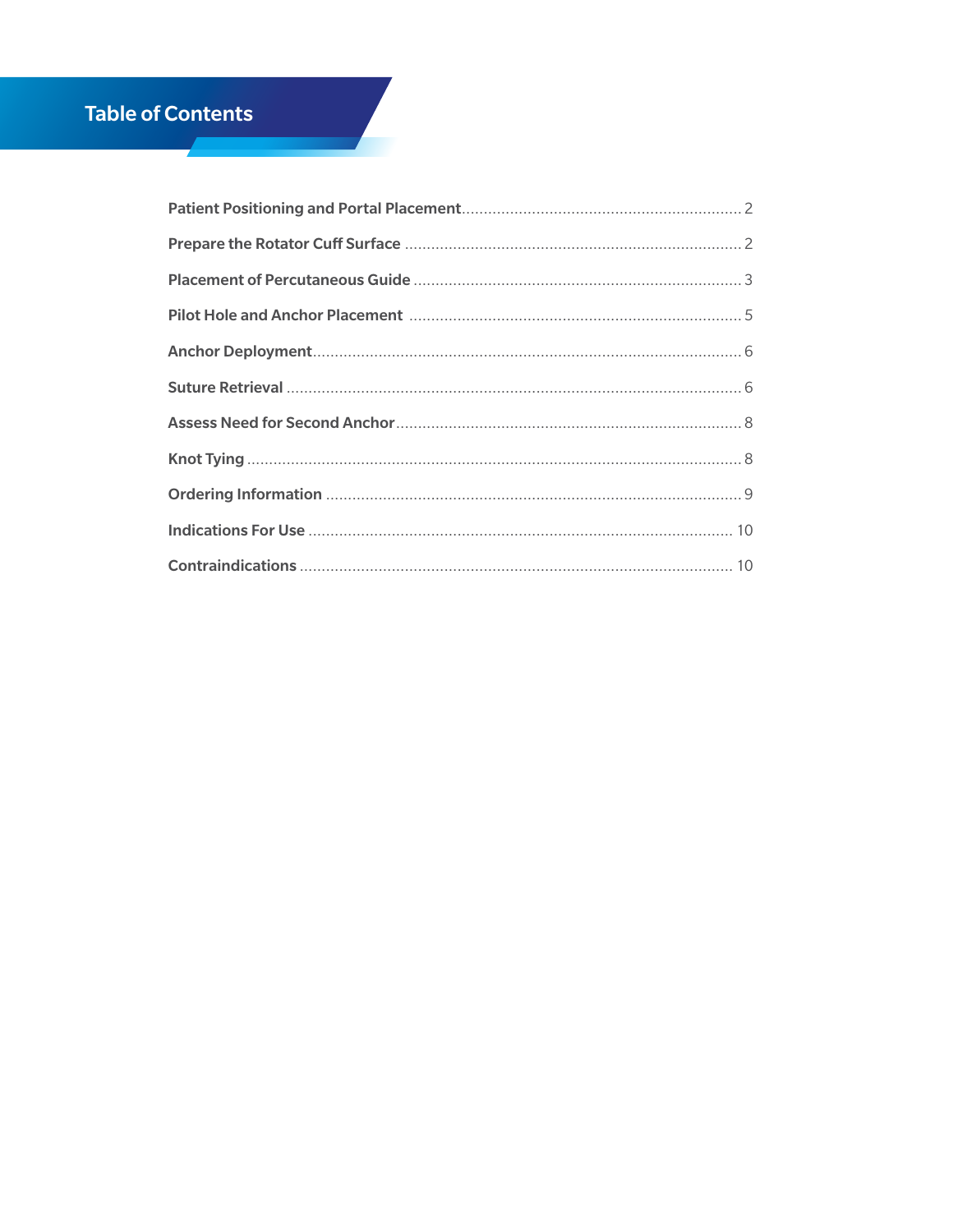# Table of Contents

| | |
|---|---|
| **Patient Positioning and Portal Placement** | 2 |
| **Prepare the Rotator Cuff Surface** | 2 |
| **Placement of Percutaneous Guide** | 3 |
| **Pilot Hole and Anchor Placement** | 5 |
| **Anchor Deployment** | 6 |
| **Suture Retrieval** | 6 |
| **Assess Need for Second Anchor** | 8 |
| **Knot Tying** | 8 |
| **Ordering Information** | 9 |
| **Indications For Use** | 10 |
| **Contraindications** | 10 |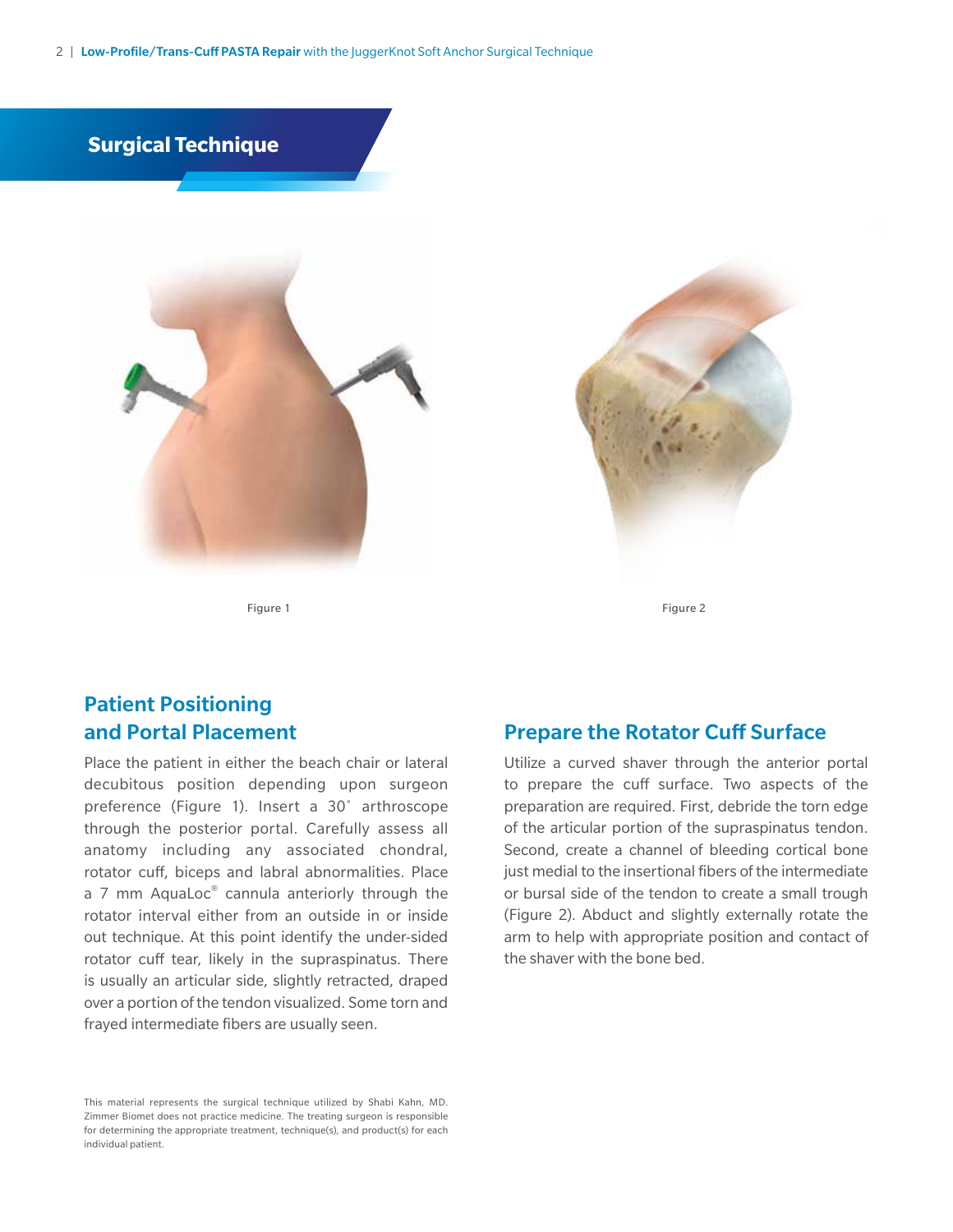## Surgical Technique

Figure 1

Figure 2

### Patient Positioning and Portal Placement

Place the patient in either the beach chair or lateral decubitous position depending upon surgeon preference (Figure 1). Insert a 30˚ arthroscope through the posterior portal. Carefully assess all anatomy including any associated chondral, rotator cuff, biceps and labral abnormalities. Place a 7 mm AquaLoc® cannula anteriorly through the rotator interval either from an outside in or inside out technique. At this point identify the under-sided rotator cuff tear, likely in the supraspinatus. There is usually an articular side, slightly retracted, draped over a portion of the tendon visualized. Some torn and frayed intermediate fibers are usually seen.

### Prepare the Rotator Cuff Surface

Utilize a curved shaver through the anterior portal to prepare the cuff surface. Two aspects of the preparation are required. First, debride the torn edge of the articular portion of the supraspinatus tendon. Second, create a channel of bleeding cortical bone just medial to the insertional fibers of the intermediate or bursal side of the tendon to create a small trough (Figure 2). Abduct and slightly externally rotate the arm to help with appropriate position and contact of the shaver with the bone bed.

This material represents the surgical technique utilized by Shabi Kahn, MD. Zimmer Biomet does not practice medicine. The treating surgeon is responsible for determining the appropriate treatment, technique(s), and product(s) for each individual patient.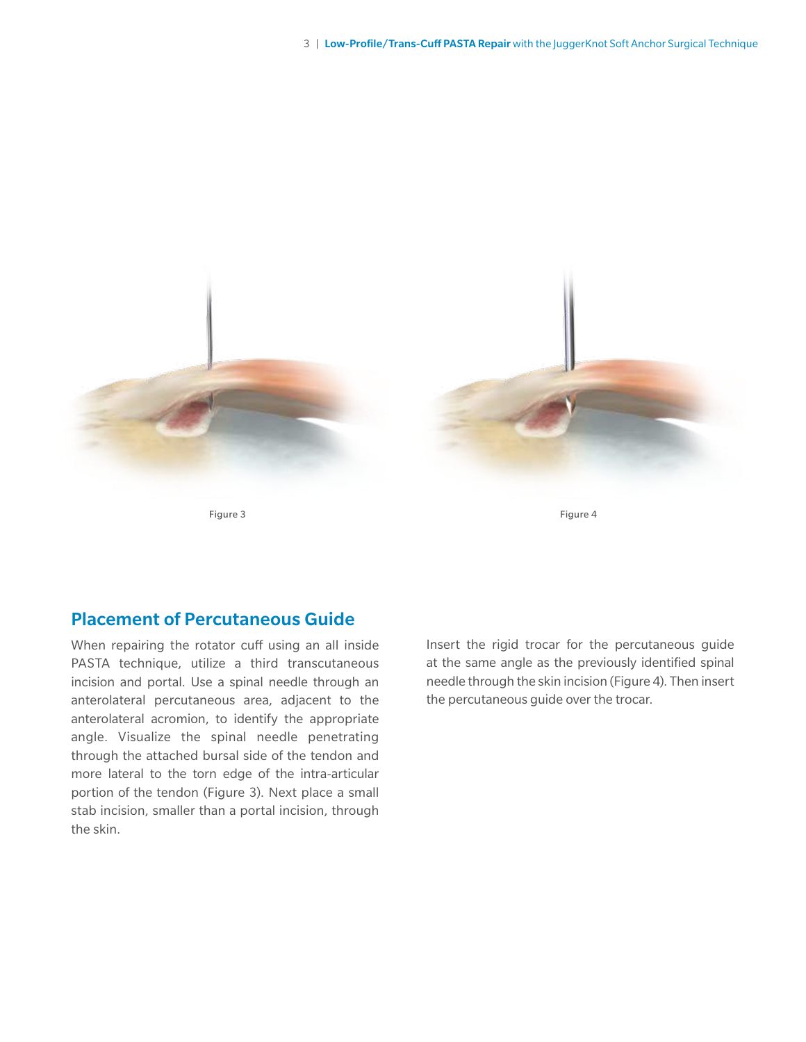Figure 3

Figure 4

## Placement of Percutaneous Guide

When repairing the rotator cuff using an all inside PASTA technique, utilize a third transcutaneous incision and portal. Use a spinal needle through an anterolateral percutaneous area, adjacent to the anterolateral acromion, to identify the appropriate angle. Visualize the spinal needle penetrating through the attached bursal side of the tendon and more lateral to the torn edge of the intra-articular portion of the tendon (Figure 3). Next place a small stab incision, smaller than a portal incision, through the skin.

Insert the rigid trocar for the percutaneous guide at the same angle as the previously identified spinal needle through the skin incision (Figure 4). Then insert the percutaneous guide over the trocar.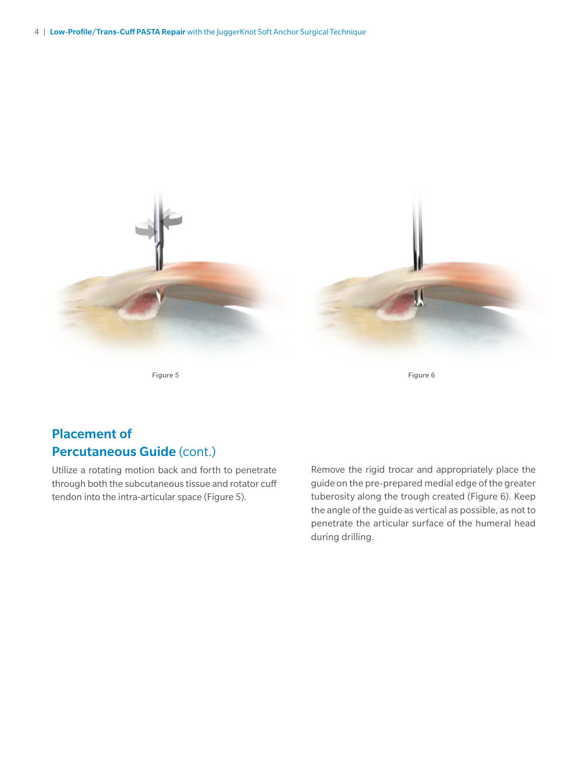Figure 5

Figure 6

## Placement of Percutaneous Guide (cont.)

Utilize a rotating motion back and forth to penetrate through both the subcutaneous tissue and rotator cuff tendon into the intra-articular space (Figure 5).

Remove the rigid trocar and appropriately place the guide on the pre-prepared medial edge of the greater tuberosity along the trough created (Figure 6). Keep the angle of the guide as vertical as possible, as not to penetrate the articular surface of the humeral head during drilling.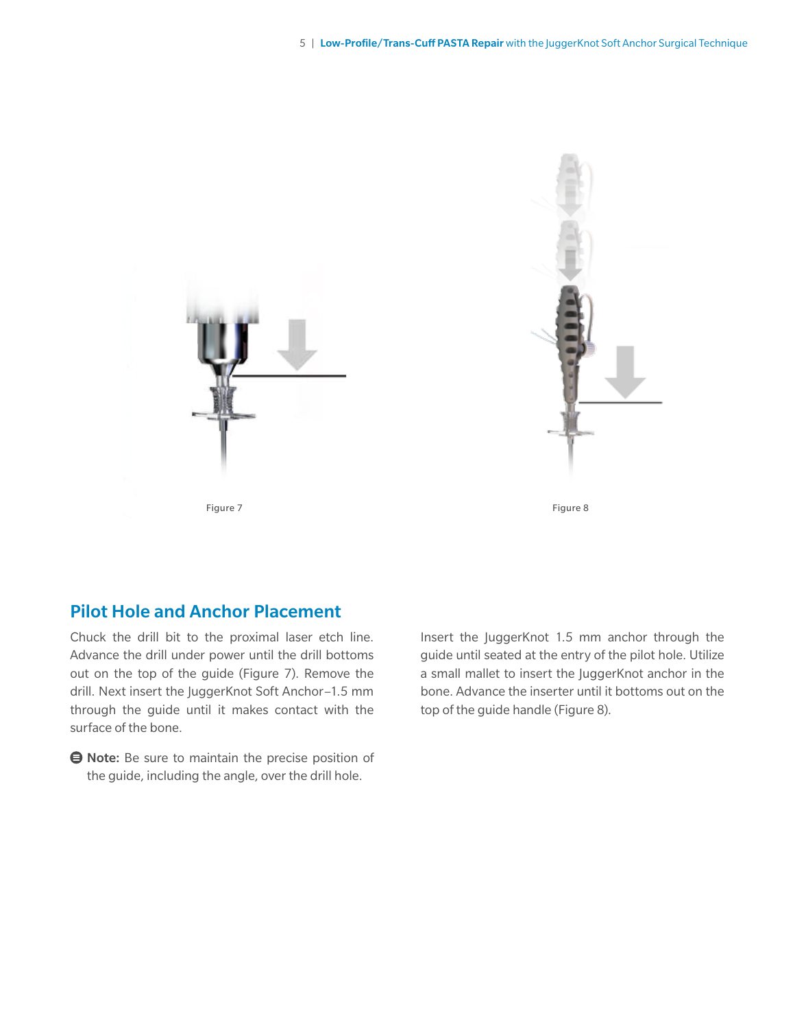Figure 7

Figure 8

## Pilot Hole and Anchor Placement

Chuck the drill bit to the proximal laser etch line. Advance the drill under power until the drill bottoms out on the top of the guide (Figure 7). Remove the drill. Next insert the JuggerKnot Soft Anchor–1.5 mm through the guide until it makes contact with the surface of the bone.

**Note:** Be sure to maintain the precise position of the guide, including the angle, over the drill hole.

Insert the JuggerKnot 1.5 mm anchor through the guide until seated at the entry of the pilot hole. Utilize a small mallet to insert the JuggerKnot anchor in the bone. Advance the inserter until it bottoms out on the top of the guide handle (Figure 8).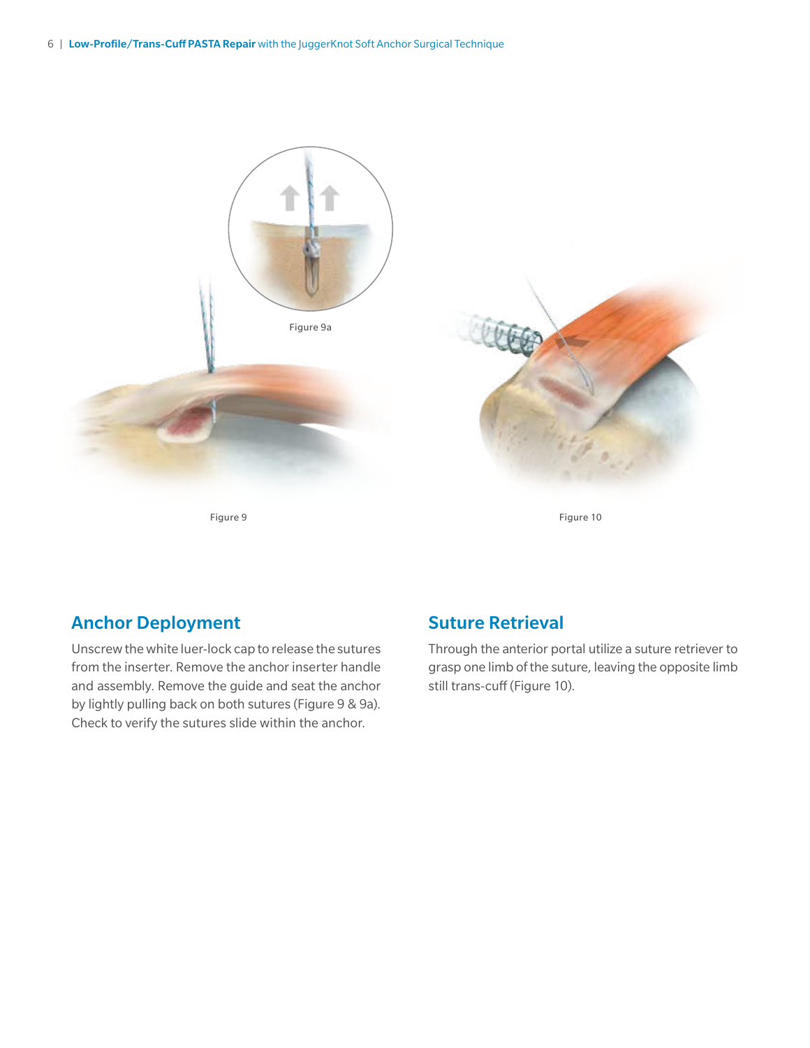Figure 9a

Figure 9

Figure 10

## Anchor Deployment

Unscrew the white luer-lock cap to release the sutures from the inserter. Remove the anchor inserter handle and assembly. Remove the guide and seat the anchor by lightly pulling back on both sutures (Figure 9 & 9a). Check to verify the sutures slide within the anchor.

## Suture Retrieval

Through the anterior portal utilize a suture retriever to grasp one limb of the suture, leaving the opposite limb still trans-cuff (Figure 10).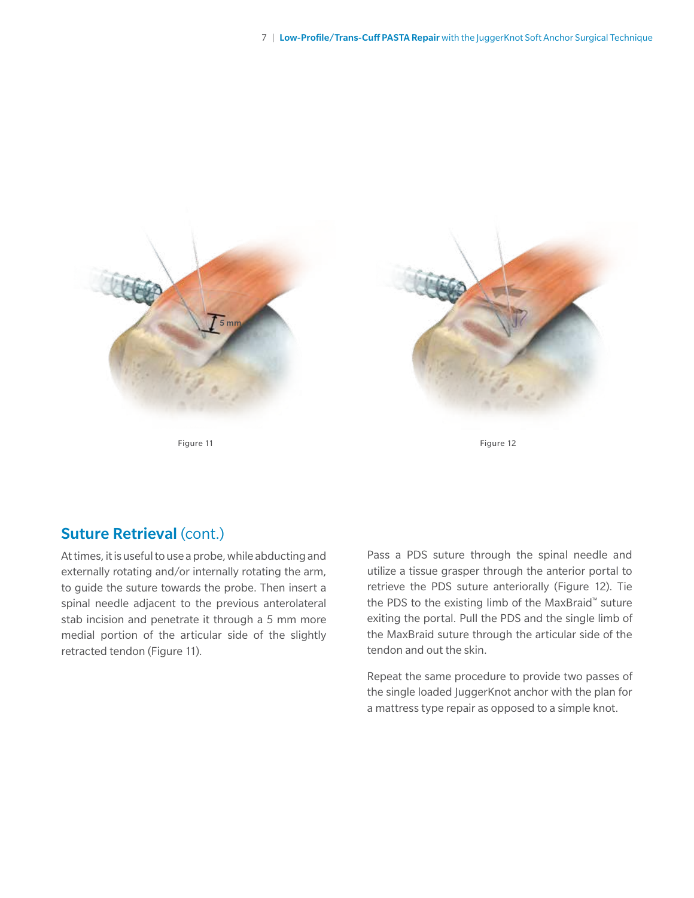Figure 11

Figure 12

## Suture Retrieval (cont.)

At times, it is useful to use a probe, while abducting and externally rotating and/or internally rotating the arm, to guide the suture towards the probe. Then insert a spinal needle adjacent to the previous anterolateral stab incision and penetrate it through a 5 mm more medial portion of the articular side of the slightly retracted tendon (Figure 11).

Pass a PDS suture through the spinal needle and utilize a tissue grasper through the anterior portal to retrieve the PDS suture anteriorly (Figure 12). Tie the PDS to the existing limb of the MaxBraid™ suture exiting the portal. Pull the PDS and the single limb of the MaxBraid suture through the articular side of the tendon and out the skin.

Repeat the same procedure to provide two passes of the single loaded JuggerKnot anchor with the plan for a mattress type repair as opposed to a simple knot.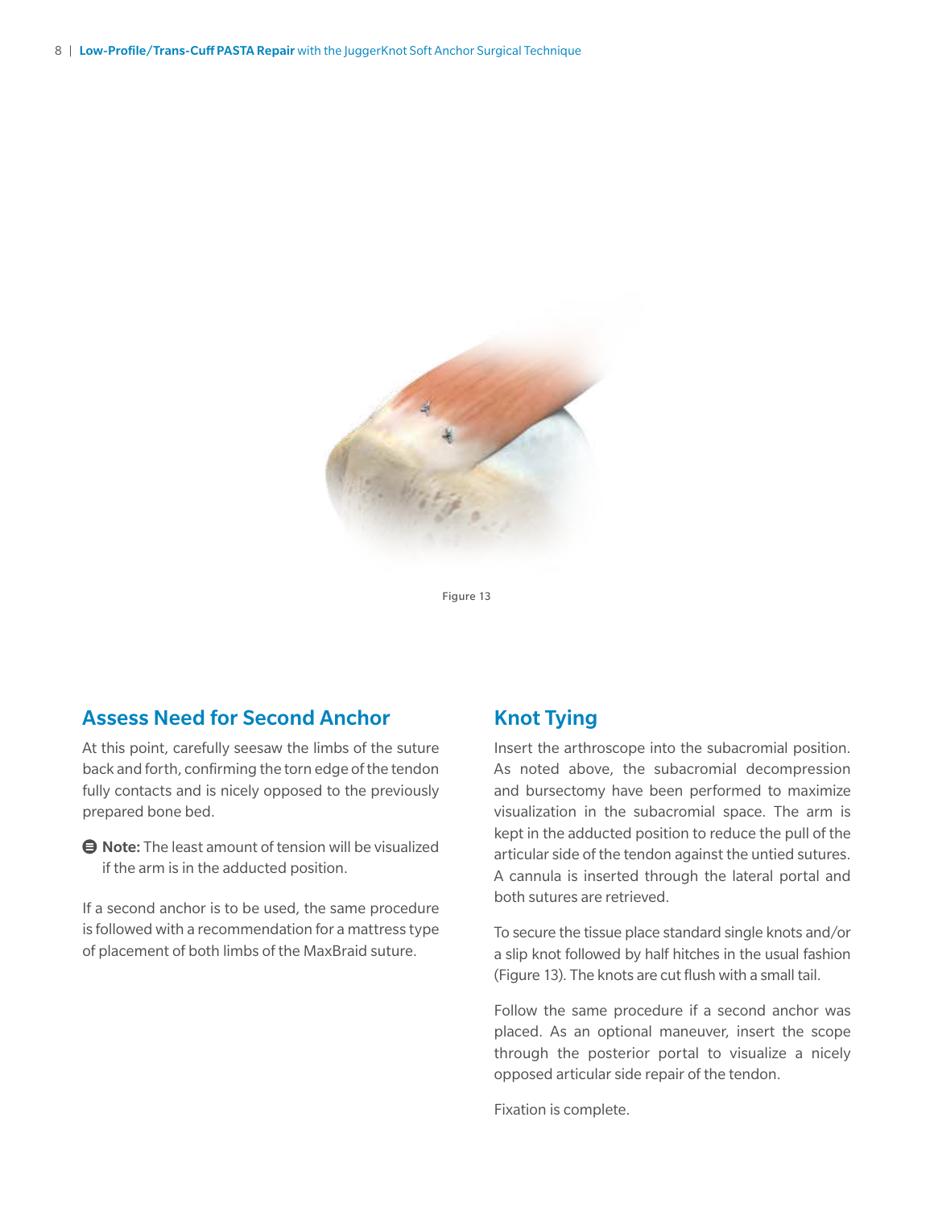Figure 13

## Assess Need for Second Anchor

At this point, carefully seesaw the limbs of the suture back and forth, confirming the torn edge of the tendon fully contacts and is nicely opposed to the previously prepared bone bed.

**Note:** The least amount of tension will be visualized if the arm is in the adducted position.

If a second anchor is to be used, the same procedure is followed with a recommendation for a mattress type of placement of both limbs of the MaxBraid suture.

## Knot Tying

Insert the arthroscope into the subacromial position. As noted above, the subacromial decompression and bursectomy have been performed to maximize visualization in the subacromial space. The arm is kept in the adducted position to reduce the pull of the articular side of the tendon against the untied sutures. A cannula is inserted through the lateral portal and both sutures are retrieved.

To secure the tissue place standard single knots and/or a slip knot followed by half hitches in the usual fashion (Figure 13). The knots are cut flush with a small tail.

Follow the same procedure if a second anchor was placed. As an optional maneuver, insert the scope through the posterior portal to visualize a nicely opposed articular side repair of the tendon.

Fixation is complete.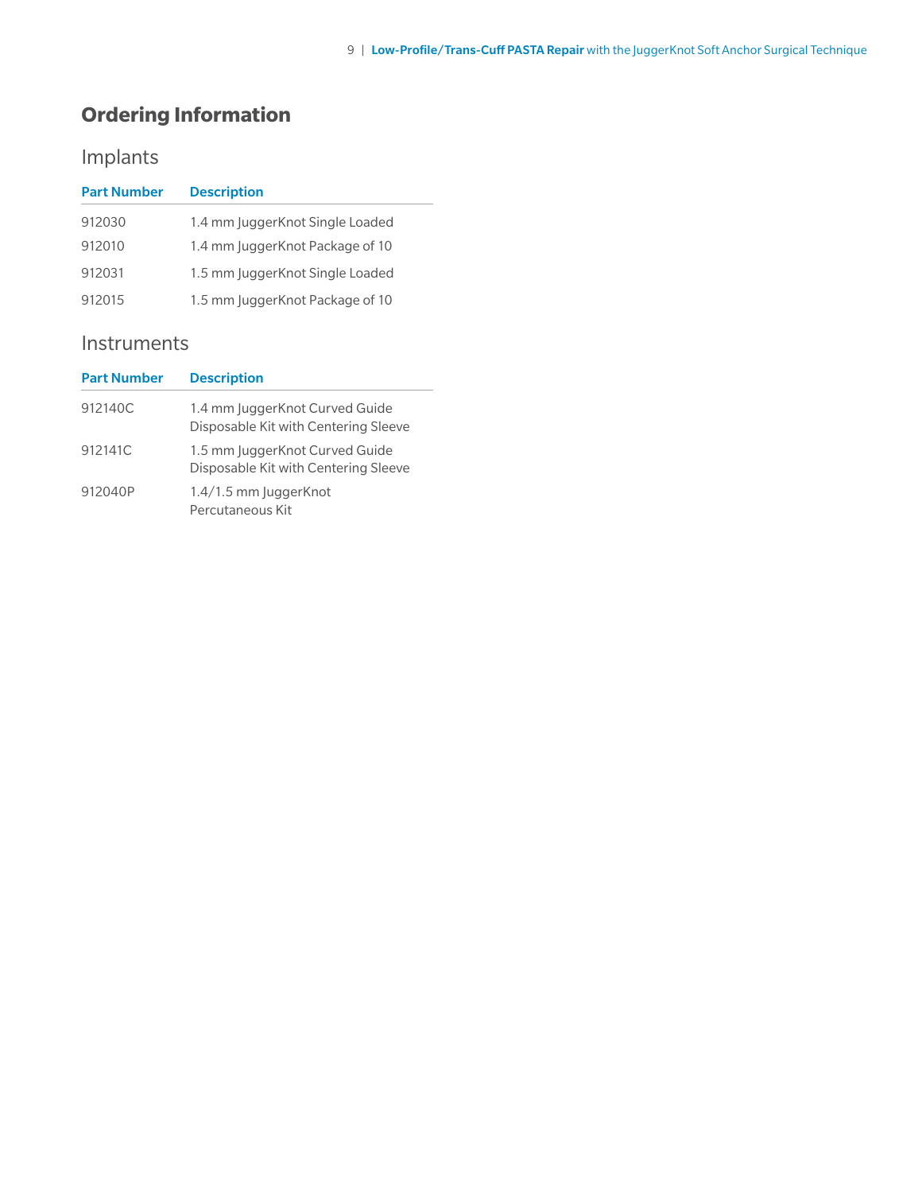## Ordering Information

### Implants

| Part Number | Description |
|---|---|
| 912030 | 1.4 mm JuggerKnot Single Loaded |
| 912010 | 1.4 mm JuggerKnot Package of 10 |
| 912031 | 1.5 mm JuggerKnot Single Loaded |
| 912015 | 1.5 mm JuggerKnot Package of 10 |

### Instruments

| Part Number | Description |
|---|---|
| 912140C | 1.4 mm JuggerKnot Curved Guide Disposable Kit with Centering Sleeve |
| 912141C | 1.5 mm JuggerKnot Curved Guide Disposable Kit with Centering Sleeve |
| 912040P | 1.4/1.5 mm JuggerKnot Percutaneous Kit |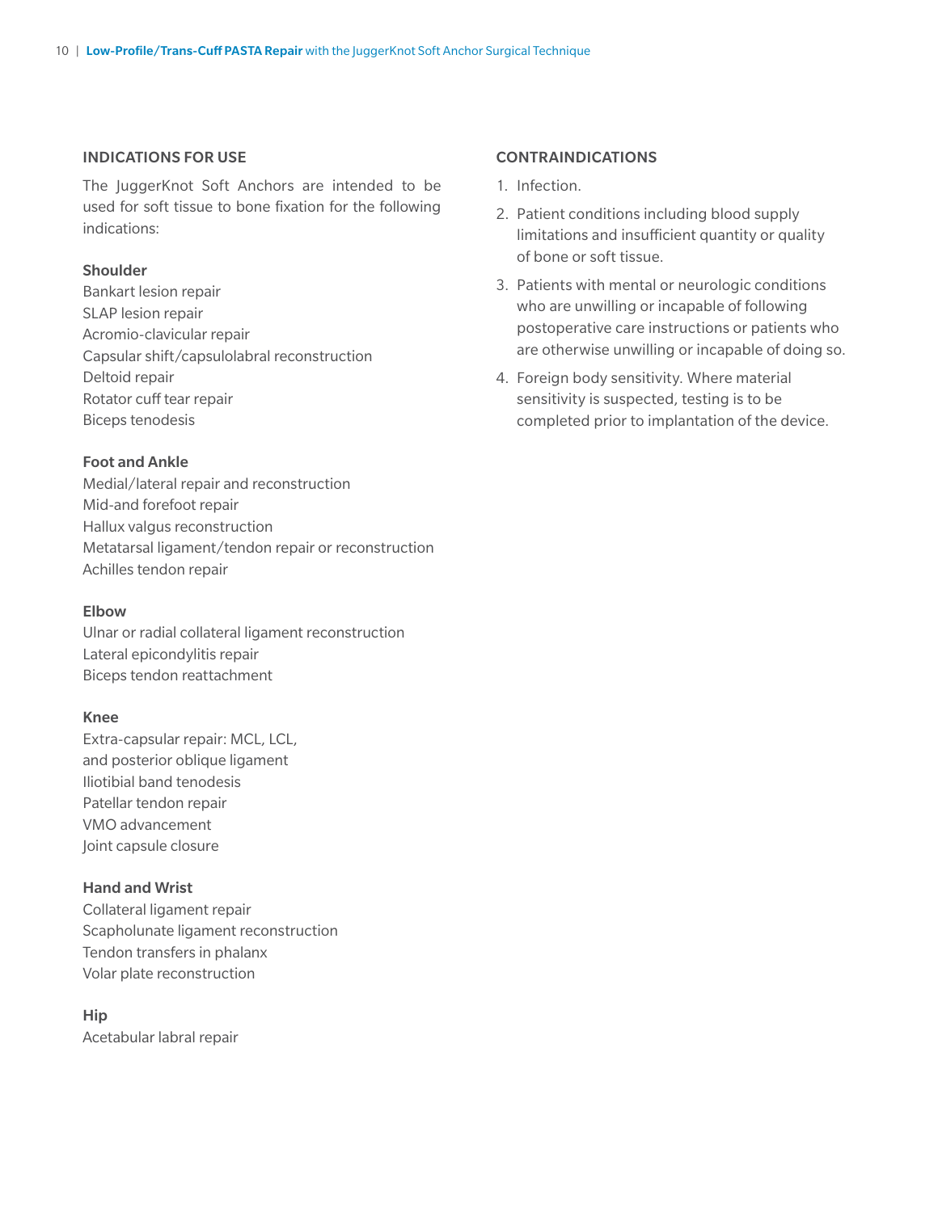## INDICATIONS FOR USE

The JuggerKnot Soft Anchors are intended to be used for soft tissue to bone fixation for the following indications:

**Shoulder**

Bankart lesion repair
SLAP lesion repair
Acromio-clavicular repair
Capsular shift/capsulolabral reconstruction
Deltoid repair
Rotator cuff tear repair
Biceps tenodesis

**Foot and Ankle**

Medial/lateral repair and reconstruction
Mid-and forefoot repair
Hallux valgus reconstruction
Metatarsal ligament/tendon repair or reconstruction
Achilles tendon repair

**Elbow**

Ulnar or radial collateral ligament reconstruction
Lateral epicondylitis repair
Biceps tendon reattachment

**Knee**

Extra-capsular repair: MCL, LCL, and posterior oblique ligament
Iliotibial band tenodesis
Patellar tendon repair
VMO advancement
Joint capsule closure

**Hand and Wrist**

Collateral ligament repair
Scapholunate ligament reconstruction
Tendon transfers in phalanx
Volar plate reconstruction

**Hip**

Acetabular labral repair

## CONTRAINDICATIONS

1. Infection.
2. Patient conditions including blood supply limitations and insufficient quantity or quality of bone or soft tissue.
3. Patients with mental or neurologic conditions who are unwilling or incapable of following postoperative care instructions or patients who are otherwise unwilling or incapable of doing so.
4. Foreign body sensitivity. Where material sensitivity is suspected, testing is to be completed prior to implantation of the device.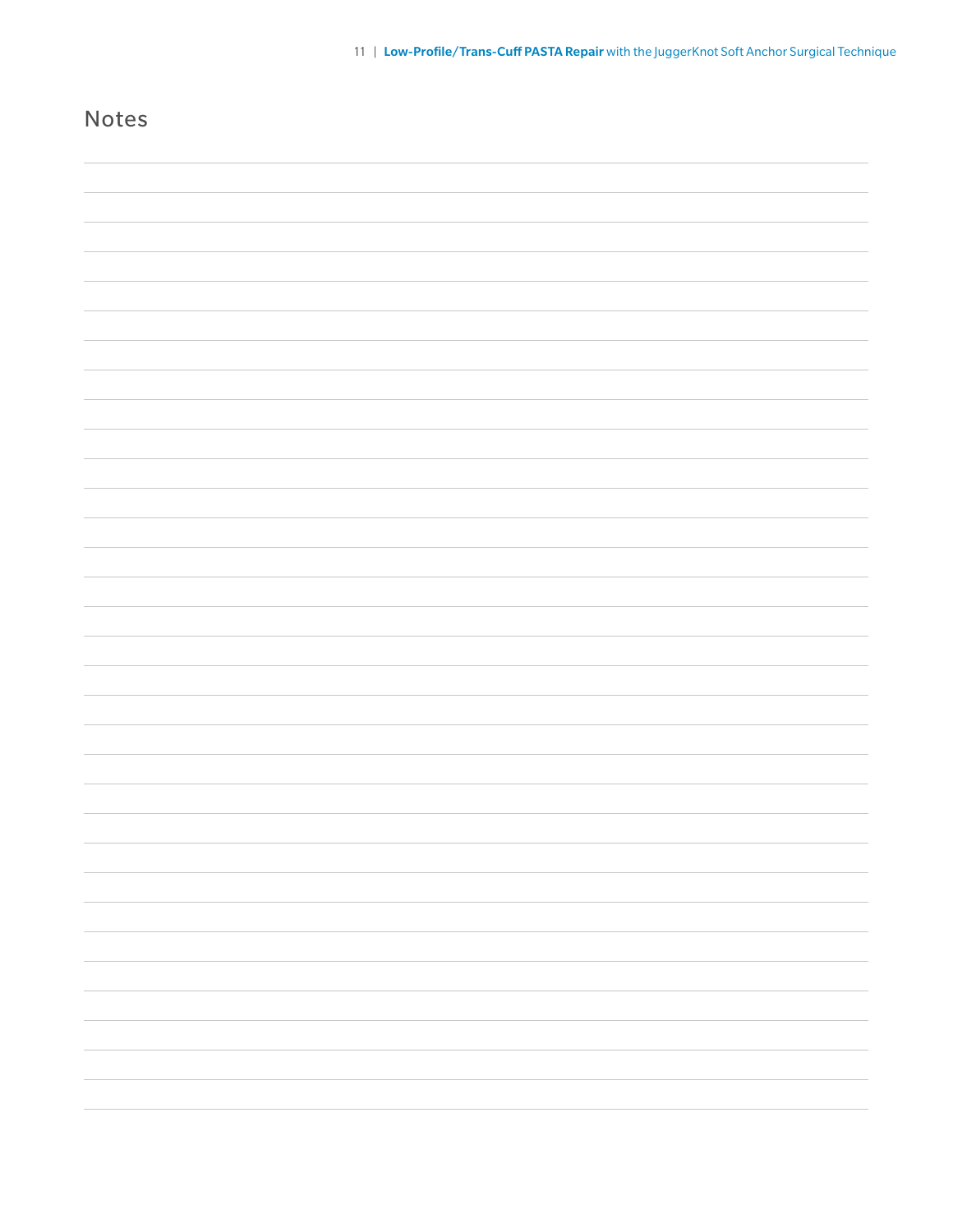## Notes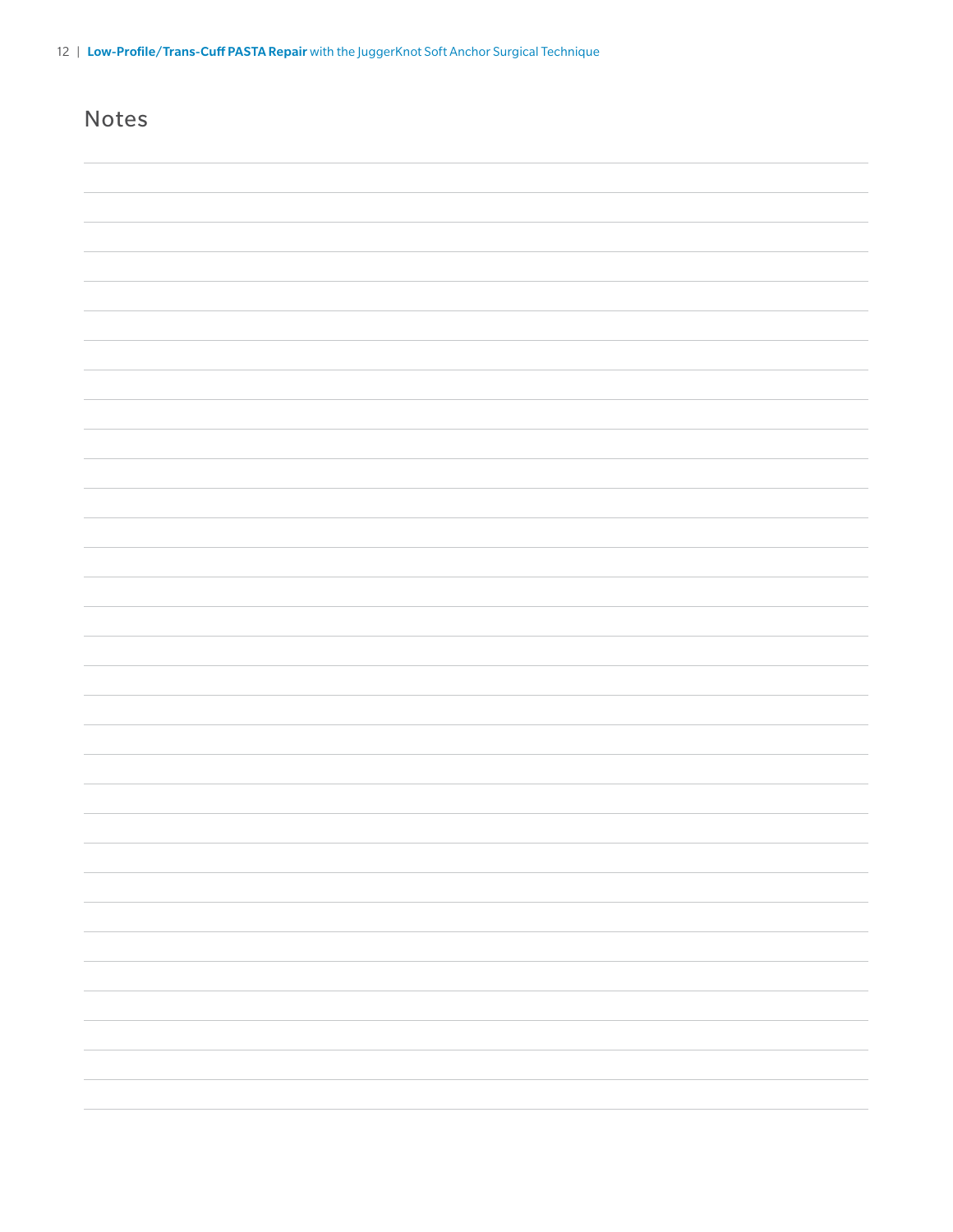## Notes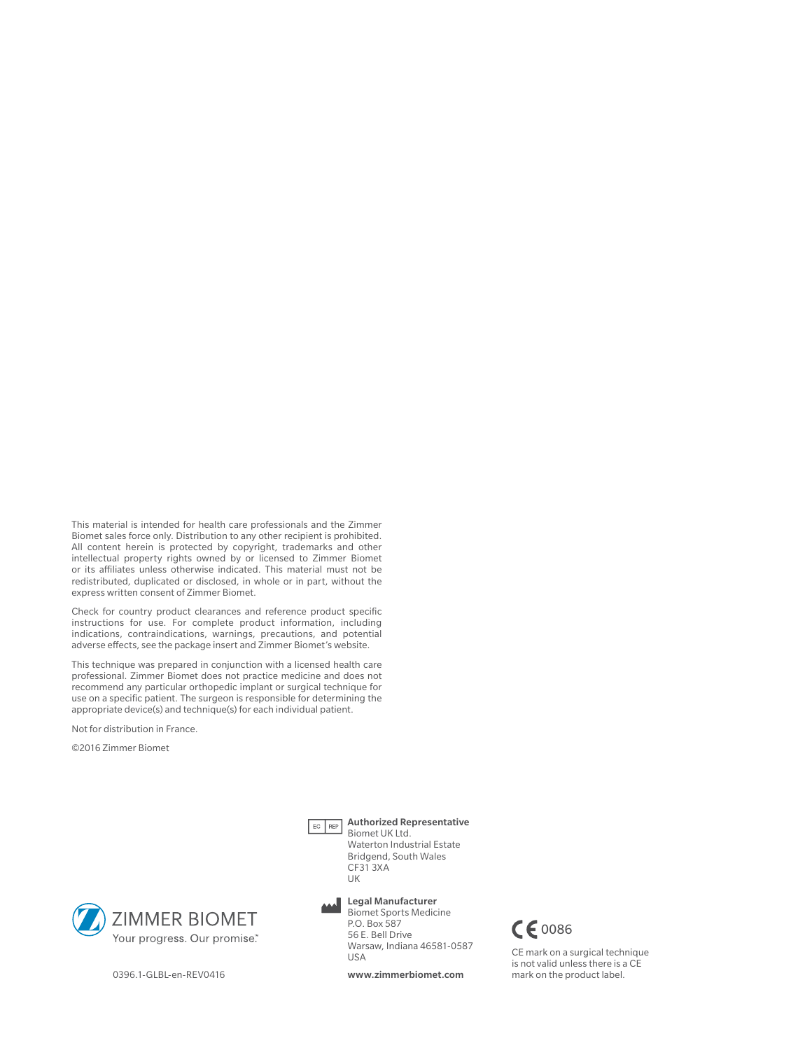This material is intended for health care professionals and the Zimmer Biomet sales force only. Distribution to any other recipient is prohibited. All content herein is protected by copyright, trademarks and other intellectual property rights owned by or licensed to Zimmer Biomet or its affiliates unless otherwise indicated. This material must not be redistributed, duplicated or disclosed, in whole or in part, without the express written consent of Zimmer Biomet.

Check for country product clearances and reference product specific instructions for use. For complete product information, including indications, contraindications, warnings, precautions, and potential adverse effects, see the package insert and Zimmer Biomet's website.

This technique was prepared in conjunction with a licensed health care professional. Zimmer Biomet does not practice medicine and does not recommend any particular orthopedic implant or surgical technique for use on a specific patient. The surgeon is responsible for determining the appropriate device(s) and technique(s) for each individual patient.

Not for distribution in France.

©2016 Zimmer Biomet

EC REP **Authorized Representative**
Biomet UK Ltd.
Waterton Industrial Estate
Bridgend, South Wales
CF31 3XA
UK

**Legal Manufacturer**
Biomet Sports Medicine
P.O. Box 587
56 E. Bell Drive
Warsaw, Indiana 46581-0587
USA

**www.zimmerbiomet.com**

ZIMMER BIOMET
Your progress. Our promise.™

0396.1-GLBL-en-REV0416

CE 0086

CE mark on a surgical technique is not valid unless there is a CE mark on the product label.